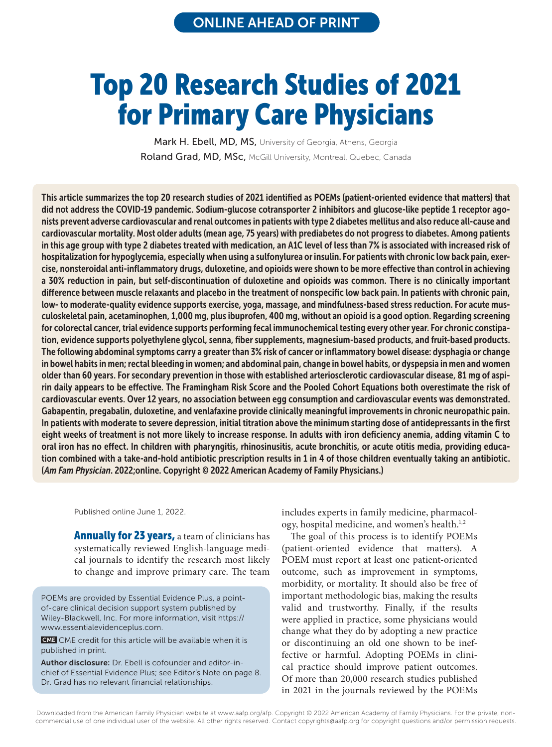ONLINE AHEAD OF PRINT

# Top 20 Research Studies of 2021 for Primary Care Physicians

Mark H. Ebell, MD, MS, University of Georgia, Athens, Georgia

Roland Grad, MD, MSc, McGill University, Montreal, Quebec, Canada

**This article summarizes the top 20 research studies of 2021 identified as POEMs (patient-oriented evidence that matters) that did not address the COVID-19 pandemic. Sodium-glucose cotransporter 2 inhibitors and glucose-like peptide 1 receptor agonists prevent adverse cardiovascular and renal outcomes in patients with type 2 diabetes mellitus and also reduce all-cause and cardiovascular mortality. Most older adults (mean age, 75 years) with prediabetes do not progress to diabetes. Among patients in this age group with type 2 diabetes treated with medication, an A1C level of less than 7% is associated with increased risk of hospitalization for hypoglycemia, especially when using a sulfonylurea or insulin. For patients with chronic low back pain, exercise, nonsteroidal anti-inflammatory drugs, duloxetine, and opioids were shown to be more effective than control in achieving a 30% reduction in pain, but self-discontinuation of duloxetine and opioids was common. There is no clinically important difference between muscle relaxants and placebo in the treatment of nonspecific low back pain. In patients with chronic pain, low- to moderate-quality evidence supports exercise, yoga, massage, and mindfulness-based stress reduction. For acute musculoskeletal pain, acetaminophen, 1,000 mg, plus ibuprofen, 400 mg, without an opioid is a good option. Regarding screening for colorectal cancer, trial evidence supports performing fecal immunochemical testing every other year. For chronic constipation, evidence supports polyethylene glycol, senna, fiber supplements, magnesium-based products, and fruit-based products. The following abdominal symptoms carry a greater than 3% risk of cancer or inflammatory bowel disease: dysphagia or change in bowel habits in men; rectal bleeding in women; and abdominal pain, change in bowel habits, or dyspepsia in men and women older than 60 years. For secondary prevention in those with established arteriosclerotic cardiovascular disease, 81 mg of aspirin daily appears to be effective. The Framingham Risk Score and the Pooled Cohort Equations both overestimate the risk of cardiovascular events. Over 12 years, no association between egg consumption and cardiovascular events was demonstrated. Gabapentin, pregabalin, duloxetine, and venlafaxine provide clinically meaningful improvements in chronic neuropathic pain. In patients with moderate to severe depression, initial titration above the minimum starting dose of antidepressants in the first eight weeks of treatment is not more likely to increase response. In adults with iron deficiency anemia, adding vitamin C to oral iron has no effect. In children with pharyngitis, rhinosinusitis, acute bronchitis, or acute otitis media, providing education combined with a take-and-hold antibiotic prescription results in 1 in 4 of those children eventually taking an antibiotic. (*Am Fam Physician*. 2022;online. Copyright © 2022 American Academy of Family Physicians.)**

Published online June 1, 2022.

**Annually for 23 years,** a team of clinicians has systematically reviewed English-language medical journals to identify the research most likely to change and improve primary care. The team includes experts in family medicine, pharmacology, hospital medicine, and women's health.[1,2]

The goal of this process is to identify POEMs (patient-oriented evidence that matters). A POEM must report at least one patient-oriented outcome, such as improvement in symptoms, morbidity, or mortality. It should also be free of important methodologic bias, making the results valid and trustworthy. Finally, if the results were applied in practice, some physicians would change what they do by adopting a new practice or discontinuing an old one shown to be ineffective or harmful. Adopting POEMs in clinical practice should improve patient outcomes. Of more than 20,000 research studies published in 2021 in the journals reviewed by the POEMs

POEMs are provided by Essential Evidence Plus, a point-of-care clinical decision support system published by Wiley-Blackwell, Inc. For more information, visit https://www.essentialevidenceplus.com.

CME CME credit for this article will be available when it is published in print.

**Author disclosure:** Dr. Ebell is cofounder and editor-in-chief of Essential Evidence Plus; see Editor's Note on page 8. Dr. Grad has no relevant financial relationships.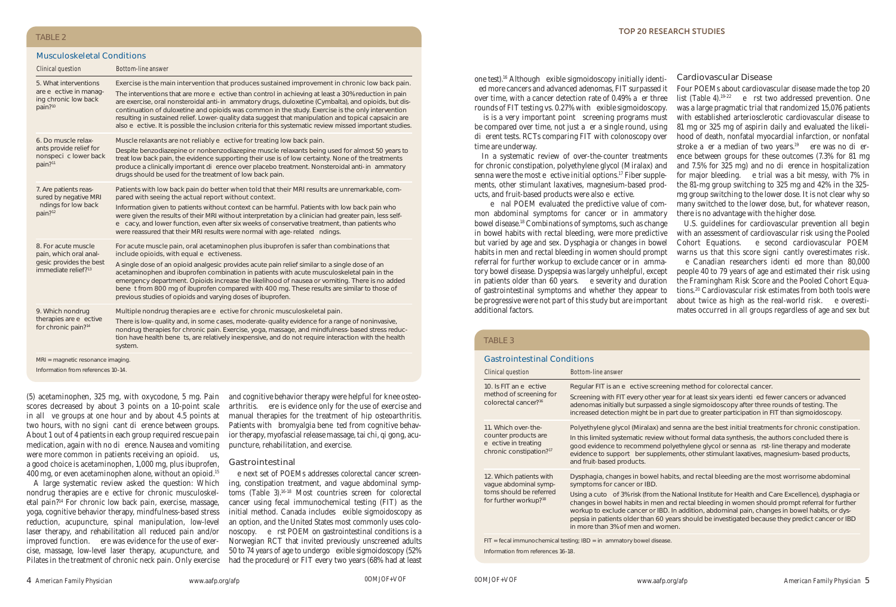## TABLE 2

### Musculoskeletal Conditions

| Clinical question | Bottom-line answer |
|---|---|
| 5. What interventions are effective in managing chronic low back pain?[10] | Exercise is the main intervention that produces sustained improvement in chronic low back pain. The interventions that are more effective than control in achieving at least a 30% reduction in pain are exercise, oral nonsteroidal anti-inflammatory drugs, duloxetine (Cymbalta), and opioids, but discontinuation of duloxetine and opioids was common in the study. Exercise is the only intervention resulting in sustained relief. Lower-quality data suggest that manipulation and topical capsaicin are also effective. It is possible the inclusion criteria for this systematic review missed important studies. |
| 6. Do muscle relaxants provide relief for nonspecific lower back pain?[11] | Muscle relaxants are not reliably effective for treating low back pain. Despite benzodiazepine or nonbenzodiazepine muscle relaxants being used for almost 50 years to treat low back pain, the evidence supporting their use is of low certainty. None of the treatments produce a clinically important difference over placebo treatment. Nonsteroidal anti-inflammatory drugs should be used for the treatment of low back pain. |
| 7. Are patients reassured by negative MRI findings for low back pain?[12] | Patients with low back pain do better when told that their MRI results are unremarkable, compared with seeing the actual report without context. Information given to patients without context can be harmful. Patients with low back pain who were given the results of their MRI without interpretation by a clinician had greater pain, less self-efficacy, and lower function, even after six weeks of conservative treatment, than patients who were reassured that their MRI results were normal with age-related findings. |
| 8. For acute muscle pain, which oral analgesic provides the best immediate relief?[13] | For acute muscle pain, oral acetaminophen plus ibuprofen is safer than combinations that include opioids, with equal effectiveness. A single dose of an opioid analgesic provides acute pain relief similar to a single dose of an acetaminophen and ibuprofen combination in patients with acute musculoskeletal pain in the emergency department. Opioids increase the likelihood of nausea or vomiting. There is no added benefit from 800 mg of ibuprofen compared with 400 mg. These results are similar to those of previous studies of opioids and varying doses of ibuprofen. |
| 9. Which nondrug therapies are effective for chronic pain?[14] | Multiple nondrug therapies are effective for chronic musculoskeletal pain. There is low-quality and, in some cases, moderate-quality evidence for a range of noninvasive, nondrug therapies for chronic pain. Exercise, yoga, massage, and mindfulness-based stress reduction have health benefits, are relatively inexpensive, and do not require interaction with the health system. |

MRI = magnetic resonance imaging.

Information from references 10-14.

(5) acetaminophen, 325 mg, with oxycodone, 5 mg. Pain scores decreased by about 3 points on a 10-point scale in all five groups at one hour and by about 4.5 points at two hours, with no significant difference between groups. About 1 out of 4 patients in each group required rescue pain medication, again with no difference. Nausea and vomiting were more common in patients receiving an opioid. Thus, a good choice is acetaminophen, 1,000 mg, plus ibuprofen, 400 mg, or even acetaminophen alone, without an opioid.[15]

A large systematic review asked the question: Which nondrug therapies are effective for chronic musculoskeletal pain?[14] For chronic low back pain, exercise, massage, yoga, cognitive behavior therapy, mindfulness-based stress reduction, acupuncture, spinal manipulation, low-level laser therapy, and rehabilitation all reduced pain and/or improved function. There was evidence for the use of exercise, massage, low-level laser therapy, acupuncture, and Pilates in the treatment of chronic neck pain. Only exercise and cognitive behavior therapy were helpful for knee osteoarthritis. There is evidence only for the use of exercise and manual therapies for the treatment of hip osteoarthritis. Patients with fibromyalgia benefited from cognitive behavior therapy, myofascial release massage, tai chi, qi gong, acupuncture, rehabilitation, and exercise.

### Gastrointestinal

The next set of POEMs addresses colorectal cancer screening, constipation treatment, and vague abdominal symptoms (Table 3).[16-18] Most countries screen for colorectal cancer using fecal immunochemical testing (FIT) as the initial method. Canada includes flexible sigmoidoscopy as an option, and the United States most commonly uses colonoscopy. The first POEM on gastrointestinal conditions is a Norwegian RCT that invited previously unscreened adults 50 to 74 years of age to undergo flexible sigmoidoscopy (52% had the procedure) or FIT every two years (68% had at least one test).[16] Although flexible sigmoidoscopy initially identified more cancers and advanced adenomas, FIT surpassed it over time, with a cancer detection rate of 0.49% after three rounds of FIT testing vs. 0.27% with flexible sigmoidoscopy. This is a very important point: screening programs must be compared over time, not just after a single round, using different tests. RCTs comparing FIT with colonoscopy over time are underway.

In a systematic review of over-the-counter treatments for chronic constipation, polyethylene glycol (Miralax) and senna were the most effective initial options.[17] Fiber supplements, other stimulant laxatives, magnesium-based products, and fruit-based products were also effective.

The final POEM evaluated the predictive value of common abdominal symptoms for cancer or inflammatory bowel disease.[18] Combinations of symptoms, such as change in bowel habits with rectal bleeding, were more predictive but varied by age and sex. Dysphagia or changes in bowel habits in men and rectal bleeding in women should prompt referral for further workup to exclude cancer or inflammatory bowel disease. Dyspepsia was largely unhelpful, except in patients older than 60 years. The severity and duration of gastrointestinal symptoms and whether they appear to be progressive were not part of this study but are important additional factors.

### Cardiovascular Disease

Four POEMs about cardiovascular disease made the top 20 list (Table 4).[19-22] The first two addressed prevention. One was a large pragmatic trial that randomized 15,076 patients with established arteriosclerotic cardiovascular disease to 81 mg or 325 mg of aspirin daily and evaluated the likelihood of death, nonfatal myocardial infarction, or nonfatal stroke after a median of two years.[19] There was no difference between groups for these outcomes (7.3% for 81 mg and 7.5% for 325 mg) and no difference in hospitalization for major bleeding. The trial was a bit messy, with 7% in the 81-mg group switching to 325 mg and 42% in the 325-mg group switching to the lower dose. It is not clear why so many switched to the lower dose, but, for whatever reason, there is no advantage with the higher dose.

U.S. guidelines for cardiovascular prevention all begin with an assessment of cardiovascular risk using the Pooled Cohort Equations. The second cardiovascular POEM warns us that this score significantly overestimates risk. The Canadian researchers identified more than 80,000 people 40 to 79 years of age and estimated their risk using the Framingham Risk Score and the Pooled Cohort Equations.[20] Cardiovascular risk estimates from both tools were about twice as high as the real-world risk. The overestimates occurred in all groups regardless of age and sex but

## TABLE 3

### Gastrointestinal Conditions

| Clinical question | Bottom-line answer |
|---|---|
| 10. Is FIT an effective method of screening for colorectal cancer?[16] | Regular FIT is an effective screening method for colorectal cancer. Screening with FIT every other year for at least six years identified fewer cancers or advanced adenomas initially but surpassed a single sigmoidoscopy after three rounds of testing. The increased detection might be in part due to greater participation in FIT than sigmoidoscopy. |
| 11. Which over-the-counter products are effective in treating chronic constipation?[17] | Polyethylene glycol (Miralax) and senna are the best initial treatments for chronic constipation. In this limited systematic review without formal data synthesis, the authors concluded there is good evidence to recommend polyethylene glycol or senna as first-line therapy and moderate evidence to support fiber supplements, other stimulant laxatives, magnesium-based products, and fruit-based products. |
| 12. Which patients with vague abdominal symptoms should be referred for further workup?[18] | Dysphagia, changes in bowel habits, and rectal bleeding are the most worrisome abdominal symptoms for cancer or IBD. Using a cutoff of 3% risk (from the National Institute for Health and Care Excellence), dysphagia or changes in bowel habits in men and rectal bleeding in women should prompt referral for further workup to exclude cancer or IBD. In addition, abdominal pain, changes in bowel habits, or dyspepsia in patients older than 60 years should be investigated because they predict cancer or IBD in more than 3% of men and women. |

FIT = fecal immunochemical testing; IBD = inflammatory bowel disease.

Information from references 16-18.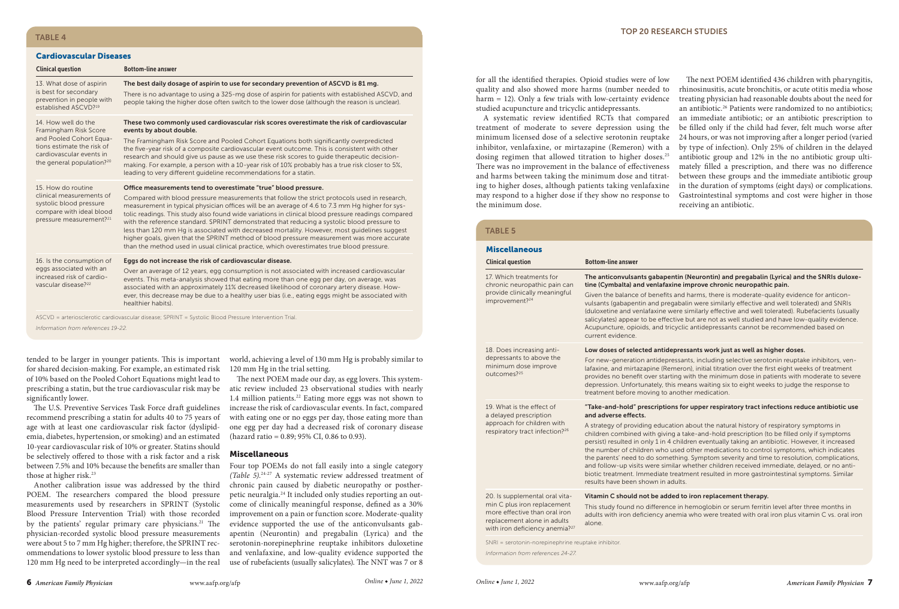## TABLE 4

### Cardiovascular Diseases

| Clinical question | Bottom-line answer |
|---|---|
| 13. What dose of aspirin is best for secondary prevention in people with established ASCVD?[19] | **The best daily dosage of aspirin to use for secondary prevention of ASCVD is 81 mg.** There is no advantage to using a 325-mg dose of aspirin for patients with established ASCVD, and people taking the higher dose often switch to the lower dose (although the reason is unclear). |
| 14. How well do the Framingham Risk Score and Pooled Cohort Equations estimate the risk of cardiovascular events in the general population?[20] | **These two commonly used cardiovascular risk scores overestimate the risk of cardiovascular events by about double.** The Framingham Risk Score and Pooled Cohort Equations both significantly overpredicted the five-year risk of a composite cardiovascular event outcome. This is consistent with other research and should give us pause as we use these risk scores to guide therapeutic decision-making. For example, a person with a 10-year risk of 10% probably has a true risk closer to 5%, leading to very different guideline recommendations for a statin. |
| 15. How do routine clinical measurements of systolic blood pressure compare with ideal blood pressure measurement?[21] | **Office measurements tend to overestimate "true" blood pressure.** Compared with blood pressure measurements that follow the strict protocols used in research, measurement in typical physician offices will be an average of 4.6 to 7.3 mm Hg higher for systolic readings. This study also found wide variations in clinical blood pressure readings compared with the reference standard. SPRINT demonstrated that reducing a systolic blood pressure to less than 120 mm Hg is associated with decreased mortality. However, most guidelines suggest higher goals, given that the SPRINT method of blood pressure measurement was more accurate than the method used in usual clinical practice, which overestimates true blood pressure. |
| 16. Is the consumption of eggs associated with an increased risk of cardiovascular disease?[22] | **Eggs do not increase the risk of cardiovascular disease.** Over an average of 12 years, egg consumption is not associated with increased cardiovascular events. This meta-analysis showed that eating more than one egg per day, on average, was associated with an approximately 11% decreased likelihood of coronary artery disease. However, this decrease may be due to a healthy user bias (i.e., eating eggs might be associated with healthier habits). |

ASCVD = arteriosclerotic cardiovascular disease; SPRINT = Systolic Blood Pressure Intervention Trial.

*Information from references 19-22.*

tended to be larger in younger patients. This is important for shared decision-making. For example, an estimated risk of 10% based on the Pooled Cohort Equations might lead to prescribing a statin, but the true cardiovascular risk may be significantly lower.

The U.S. Preventive Services Task Force draft guidelines recommend prescribing a statin for adults 40 to 75 years of age with at least one cardiovascular risk factor (dyslipidemia, diabetes, hypertension, or smoking) and an estimated 10-year cardiovascular risk of 10% or greater. Statins should be selectively offered to those with a risk factor and a risk between 7.5% and 10% because the benefits are smaller than those at higher risk.[23]

Another calibration issue was addressed by the third POEM. The researchers compared the blood pressure measurements used by researchers in SPRINT (Systolic Blood Pressure Intervention Trial) with those recorded by the patients' regular primary care physicians.[21] The physician-recorded systolic blood pressure measurements were about 5 to 7 mm Hg higher; therefore, the SPRINT recommendations to lower systolic blood pressure to less than 120 mm Hg need to be interpreted accordingly—in the real world, achieving a level of 130 mm Hg is probably similar to 120 mm Hg in the trial setting.

The next POEM made our day, as egg lovers. This systematic review included 23 observational studies with nearly 1.4 million patients.[22] Eating more eggs was not shown to increase the risk of cardiovascular events. In fact, compared with eating one or no eggs per day, those eating more than one egg per day had a decreased risk of coronary disease (hazard ratio = 0.89; 95% CI, 0.86 to 0.93).

### Miscellaneous

Four top POEMs do not fall easily into a single category *(Table 5)*.[24-27] A systematic review addressed treatment of chronic pain caused by diabetic neuropathy or postherpetic neuralgia.[24] It included only studies reporting an outcome of clinically meaningful response, defined as a 30% improvement on a pain or function score. Moderate-quality evidence supported the use of the anticonvulsants gabapentin (Neurontin) and pregabalin (Lyrica) and the serotonin-norepinephrine reuptake inhibitors duloxetine and venlafaxine, and low-quality evidence supported the use of rubefacients (usually salicylates). The NNT was 7 or 8 for all the identified therapies. Opioid studies were of low quality and also showed more harms (number needed to harm = 12). Only a few trials with low-certainty evidence studied acupuncture and tricyclic antidepressants.

A systematic review identified RCTs that compared treatment of moderate to severe depression using the minimum licensed dose of a selective serotonin reuptake inhibitor, venlafaxine, or mirtazapine (Remeron) with a dosing regimen that allowed titration to higher doses.[25] There was no improvement in the balance of effectiveness and harms between taking the minimum dose and titrating to higher doses, although patients taking venlafaxine may respond to a higher dose if they show no response to the minimum dose.

The next POEM identified 436 children with pharyngitis, rhinosinusitis, acute bronchitis, or acute otitis media whose treating physician had reasonable doubts about the need for an antibiotic.[26] Patients were randomized to no antibiotics; an immediate antibiotic; or an antibiotic prescription to be filled only if the child had fever, felt much worse after 24 hours, or was not improving after a longer period (varied by type of infection). Only 25% of children in the delayed antibiotic group and 12% in the no antibiotic group ultimately filled a prescription, and there was no difference between these groups and the immediate antibiotic group in the duration of symptoms (eight days) or complications. Gastrointestinal symptoms and cost were higher in those receiving an antibiotic.

## TABLE 5

### Miscellaneous

| Clinical question | Bottom-line answer |
|---|---|
| 17. Which treatments for chronic neuropathic pain can provide clinically meaningful improvement?[24] | **The anticonvulsants gabapentin (Neurontin) and pregabalin (Lyrica) and the SNRIs duloxetine (Cymbalta) and venlafaxine improve chronic neuropathic pain.** Given the balance of benefits and harms, there is moderate-quality evidence for anticonvulsants (gabapentin and pregabalin were similarly effective and well tolerated) and SNRIs (duloxetine and venlafaxine were similarly effective and well tolerated). Rubefacients (usually salicylates) appear to be effective but are not as well studied and have low-quality evidence. Acupuncture, opioids, and tricyclic antidepressants cannot be recommended based on current evidence. |
| 18. Does increasing antidepressants to above the minimum dose improve outcomes?[25] | **Low doses of selected antidepressants work just as well as higher doses.** For new-generation antidepressants, including selective serotonin reuptake inhibitors, venlafaxine, and mirtazapine (Remeron), initial titration over the first eight weeks of treatment provides no benefit over starting with the minimum dose in patients with moderate to severe depression. Unfortunately, this means waiting six to eight weeks to judge the response to treatment before moving to another medication. |
| 19. What is the effect of a delayed prescription approach for children with respiratory tract infection?[26] | **"Take-and-hold" prescriptions for upper respiratory tract infections reduce antibiotic use and adverse effects.** A strategy of providing education about the natural history of respiratory symptoms in children combined with giving a take-and-hold prescription (to be filled only if symptoms persist) resulted in only 1 in 4 children eventually taking an antibiotic. However, it increased the number of children who used other medications to control symptoms, which indicates the parents' need to do something. Symptom severity and time to resolution, complications, and follow-up visits were similar whether children received immediate, delayed, or no antibiotic treatment. Immediate treatment resulted in more gastrointestinal symptoms. Similar results have been shown in adults. |
| 20. Is supplemental oral vitamin C plus iron replacement more effective than oral iron replacement alone in adults with iron deficiency anemia?[27] | **Vitamin C should not be added to iron replacement therapy.** This study found no difference in hemoglobin or serum ferritin level after three months in adults with iron deficiency anemia who were treated with oral iron plus vitamin C vs. oral iron alone. |

SNRI = serotonin-norepinephrine reuptake inhibitor.

*Information from references 24-27.*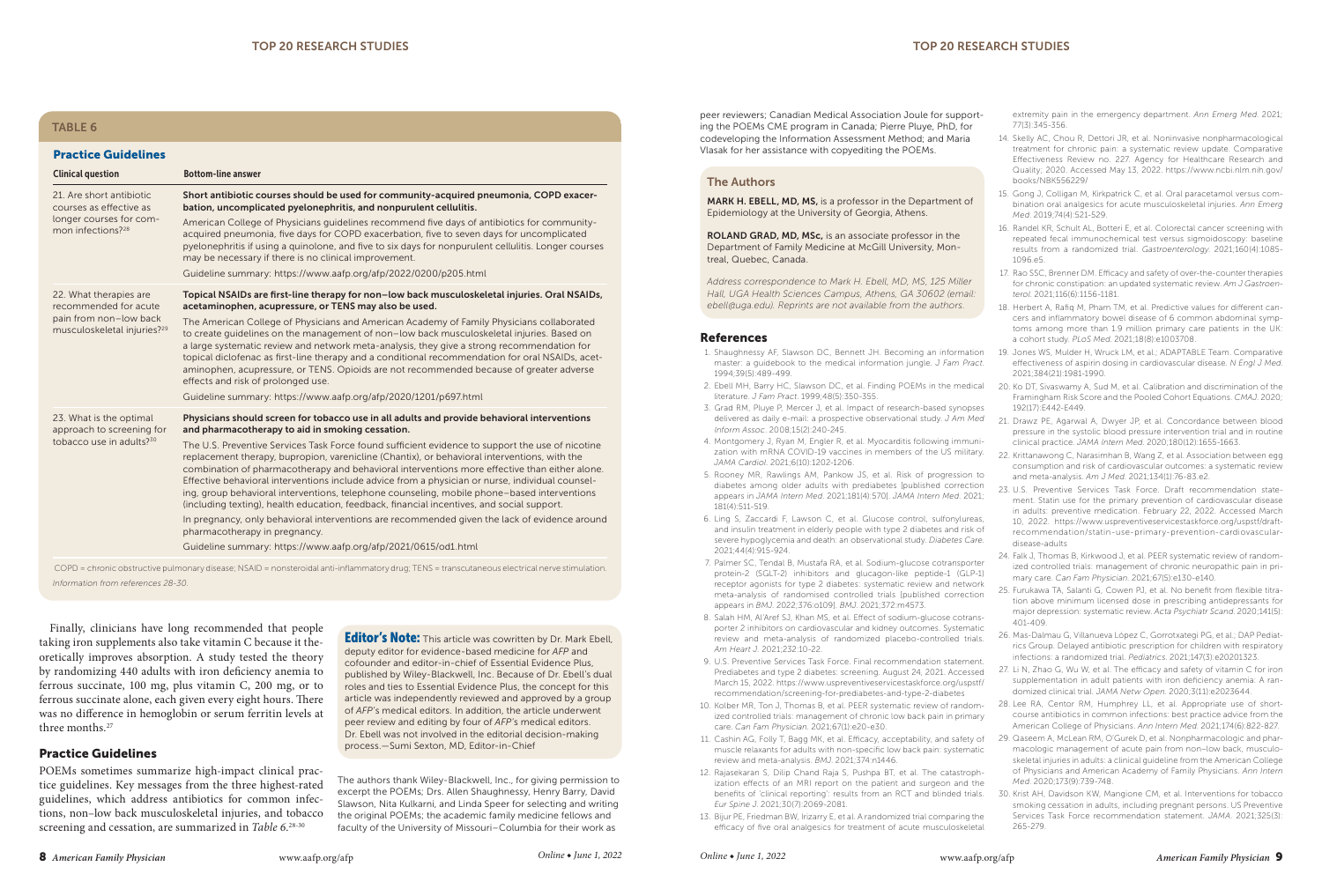## TABLE 6

### Practice Guidelines

| Clinical question | Bottom-line answer |
|---|---|
| 21. Are short antibiotic courses as effective as longer courses for common infections?[28] | **Short antibiotic courses should be used for community-acquired pneumonia, COPD exacerbation, uncomplicated pyelonephritis, and nonpurulent cellulitis.** American College of Physicians guidelines recommend five days of antibiotics for community-acquired pneumonia, five days for COPD exacerbation, five to seven days for uncomplicated pyelonephritis if using a quinolone, and five to six days for nonpurulent cellulitis. Longer courses may be necessary if there is no clinical improvement. Guideline summary: https://www.aafp.org/afp/2022/0200/p205.html |
| 22. What therapies are recommended for acute pain from non–low back musculoskeletal injuries?[29] | **Topical NSAIDs are first-line therapy for non–low back musculoskeletal injuries. Oral NSAIDs, acetaminophen, acupressure, or TENS may also be used.** The American College of Physicians and American Academy of Family Physicians collaborated to create guidelines on the management of non–low back musculoskeletal injuries. Based on a large systematic review and network meta-analysis, they give a strong recommendation for topical diclofenac as first-line therapy and a conditional recommendation for oral NSAIDs, acetaminophen, acupressure, or TENS. Opioids are not recommended because of greater adverse effects and risk of prolonged use. Guideline summary: https://www.aafp.org/afp/2020/1201/p697.html |
| 23. What is the optimal approach to screening for tobacco use in adults?[30] | **Physicians should screen for tobacco use in all adults and provide behavioral interventions and pharmacotherapy to aid in smoking cessation.** The U.S. Preventive Services Task Force found sufficient evidence to support the use of nicotine replacement therapy, bupropion, varenicline (Chantix), or behavioral interventions, with the combination of pharmacotherapy and behavioral interventions more effective than either alone. Effective behavioral interventions include advice from a physician or nurse, individual counseling, group behavioral interventions, telephone counseling, mobile phone–based interventions (including texting), health education, feedback, financial incentives, and social support. In pregnancy, only behavioral interventions are recommended given the lack of evidence around pharmacotherapy in pregnancy. Guideline summary: https://www.aafp.org/afp/2021/0615/od1.html |

COPD = chronic obstructive pulmonary disease; NSAID = nonsteroidal anti-inflammatory drug; TENS = transcutaneous electrical nerve stimulation.

*Information from references 28-30.*

Finally, clinicians have long recommended that people taking iron supplements also take vitamin C because it theoretically improves absorption. A study tested the theory by randomizing 440 adults with iron deficiency anemia to ferrous succinate, 100 mg, plus vitamin C, 200 mg, or to ferrous succinate alone, each given every eight hours. There was no difference in hemoglobin or serum ferritin levels at three months.[27]

## Practice Guidelines

POEMs sometimes summarize high-impact clinical practice guidelines. Key messages from the three highest-rated guidelines, which address antibiotics for common infections, non–low back musculoskeletal injuries, and tobacco screening and cessation, are summarized in *Table 6*.[28-30]

**Editor's Note:** This article was cowritten by Dr. Mark Ebell, deputy editor for evidence-based medicine for *AFP* and cofounder and editor-in-chief of Essential Evidence Plus, published by Wiley-Blackwell, Inc. Because of Dr. Ebell's dual roles and ties to Essential Evidence Plus, the concept for this article was independently reviewed and approved by a group of *AFP*'s medical editors. In addition, the article underwent peer review and editing by four of *AFP*'s medical editors. Dr. Ebell was not involved in the editorial decision-making process.—Sumi Sexton, MD, Editor-in-Chief

The authors thank Wiley-Blackwell, Inc., for giving permission to excerpt the POEMs; Drs. Allen Shaughnessy, Henry Barry, David Slawson, Nita Kulkarni, and Linda Speer for selecting and writing the original POEMs; the academic family medicine fellows and faculty of the University of Missouri–Columbia for their work as peer reviewers; Canadian Medical Association Joule for supporting the POEMs CME program in Canada; Pierre Pluye, PhD, for codeveloping the Information Assessment Method; and Maria Vlasak for her assistance with copyediting the POEMs.

## The Authors

**MARK H. EBELL, MD, MS,** is a professor in the Department of Epidemiology at the University of Georgia, Athens.

**ROLAND GRAD, MD, MSc,** is an associate professor in the Department of Family Medicine at McGill University, Montreal, Quebec, Canada.

*Address correspondence to Mark H. Ebell, MD, MS, 125 Miller Hall, UGA Health Sciences Campus, Athens, GA 30602 (email: ebell@uga.edu). Reprints are not available from the authors.*

## References

1. Shaughnessy AF, Slawson DC, Bennett JH. Becoming an information master: a guidebook to the medical information jungle. *J Fam Pract*. 1994;39(5):489-499.
2. Ebell MH, Barry HC, Slawson DC, et al. Finding POEMs in the medical literature. *J Fam Pract*. 1999;48(5):350-355.
3. Grad RM, Pluye P, Mercer J, et al. Impact of research-based synopses delivered as daily e-mail: a prospective observational study. *J Am Med Inform Assoc*. 2008;15(2):240-245.
4. Montgomery J, Ryan M, Engler R, et al. Myocarditis following immunization with mRNA COVID-19 vaccines in members of the US military. *JAMA Cardiol*. 2021;6(10):1202-1206.
5. Rooney MR, Rawlings AM, Pankow JS, et al. Risk of progression to diabetes among older adults with prediabetes [published correction appears in *JAMA Intern Med*. 2021;181(4):570]. *JAMA Intern Med*. 2021;181(4):511-519.
6. Ling S, Zaccardi F, Lawson C, et al. Glucose control, sulfonylureas, and insulin treatment in elderly people with type 2 diabetes and risk of severe hypoglycemia and death: an observational study. *Diabetes Care*. 2021;44(4):915-924.
7. Palmer SC, Tendal B, Mustafa RA, et al. Sodium-glucose cotransporter protein-2 (SGLT-2) inhibitors and glucagon-like peptide-1 (GLP-1) receptor agonists for type 2 diabetes: systematic review and network meta-analysis of randomised controlled trials [published correction appears in *BMJ*. 2022;376:o109]. *BMJ*. 2021;372:m4573.
8. Salah HM, Al'Aref SJ, Khan MS, et al. Effect of sodium-glucose cotransporter 2 inhibitors on cardiovascular and kidney outcomes. Systematic review and meta-analysis of randomized placebo-controlled trials. *Am Heart J*. 2021;232:10-22.
9. U.S. Preventive Services Task Force. Final recommendation statement. Prediabetes and type 2 diabetes: screening. August 24, 2021. Accessed March 15, 2022. https://www.uspreventiveservicestaskforce.org/uspstf/recommendation/screening-for-prediabetes-and-type-2-diabetes
10. Kolber MR, Ton J, Thomas B, et al. PEER systematic review of randomized controlled trials: management of chronic low back pain in primary care. *Can Fam Physician*. 2021;67(1):e20-e30.
11. Cashin AG, Folly T, Bagg MK, et al. Efficacy, acceptability, and safety of muscle relaxants for adults with non-specific low back pain: systematic review and meta-analysis. *BMJ*. 2021;374:n1446.
12. Rajasekaran S, Dilip Chand Raja S, Pushpa BT, et al. The catastrophization effects of an MRI report on the patient and surgeon and the benefits of 'clinical reporting': results from an RCT and blinded trials. *Eur Spine J*. 2021;30(7):2069-2081.
13. Bijur PE, Friedman BW, Irizarry E, et al. A randomized trial comparing the efficacy of five oral analgesics for treatment of acute musculoskeletal extremity pain in the emergency department. *Ann Emerg Med*. 2021;77(3):345-356.
14. Skelly AC, Chou R, Dettori JR, et al. Noninvasive nonpharmacological treatment for chronic pain: a systematic review update. Comparative Effectiveness Review no. 227. Agency for Healthcare Research and Quality; 2020. Accessed May 13, 2022. https://www.ncbi.nlm.nih.gov/books/NBK556229/
15. Gong J, Colligan M, Kirkpatrick C, et al. Oral paracetamol versus combination oral analgesics for acute musculoskeletal injuries. *Ann Emerg Med*. 2019;74(4):521-529.
16. Randel KR, Schult AL, Botteri E, et al. Colorectal cancer screening with repeated fecal immunochemical test versus sigmoidoscopy: baseline results from a randomized trial. *Gastroenterology*. 2021;160(4):1085-1096.e5.
17. Rao SSC, Brenner DM. Efficacy and safety of over-the-counter therapies for chronic constipation: an updated systematic review. *Am J Gastroenterol*. 2021;116(6):1156-1181.
18. Herbert A, Rafiq M, Pham TM, et al. Predictive values for different cancers and inflammatory bowel disease of 6 common abdominal symptoms among more than 1.9 million primary care patients in the UK: a cohort study. *PLoS Med*. 2021;18(8):e1003708.
19. Jones WS, Mulder H, Wruck LM, et al.; ADAPTABLE Team. Comparative effectiveness of aspirin dosing in cardiovascular disease. *N Engl J Med*. 2021;384(21):1981-1990.
20. Ko DT, Sivaswamy A, Sud M, et al. Calibration and discrimination of the Framingham Risk Score and the Pooled Cohort Equations. *CMAJ*. 2020;192(17):E442-E449.
21. Drawz PE, Agarwal A, Dwyer JP, et al. Concordance between blood pressure in the systolic blood pressure intervention trial and in routine clinical practice. *JAMA Intern Med*. 2020;180(12):1655-1663.
22. Krittanawong C, Narasimhan B, Wang Z, et al. Association between egg consumption and risk of cardiovascular outcomes: a systematic review and meta-analysis. *Am J Med*. 2021;134(1):76-83.e2.
23. U.S. Preventive Services Task Force. Draft recommendation statement. Statin use for the primary prevention of cardiovascular disease in adults: preventive medication. February 22, 2022. Accessed March 10, 2022. https://www.uspreventiveservicestaskforce.org/uspstf/draft-recommendation/statin-use-primary-prevention-cardiovascular-disease-adults
24. Falk J, Thomas B, Kirkwood J, et al. PEER systematic review of randomized controlled trials: management of chronic neuropathic pain in primary care. *Can Fam Physician*. 2021;67(5):e130-e140.
25. Furukawa TA, Salanti G, Cowen PJ, et al. No benefit from flexible titration above minimum licensed dose in prescribing antidepressants for major depression: systematic review. *Acta Psychiatr Scand*. 2020;141(5):401-409.
26. Mas-Dalmau G, Villanueva López C, Gorrotxategi PG, et al.; DAP Pediatrics Group. Delayed antibiotic prescription for children with respiratory infections: a randomized trial. *Pediatrics*. 2021;147(3):e20201323.
27. Li N, Zhao G, Wu W, et al. The efficacy and safety of vitamin C for iron supplementation in adult patients with iron deficiency anemia: a randomized clinical trial. *JAMA Netw Open*. 2020;3(11):e2023644.
28. Lee RA, Centor RM, Humphrey LL, et al. Appropriate use of short-course antibiotics in common infections: best practice advice from the American College of Physicians. *Ann Intern Med*. 2021;174(6):822-827.
29. Qaseem A, McLean RM, O'Gurek D, et al. Nonpharmacologic and pharmacologic management of acute pain from non–low back, musculoskeletal injuries in adults: a clinical guideline from the American College of Physicians and American Academy of Family Physicians. *Ann Intern Med*. 2020;173(9):739-748.
30. Krist AH, Davidson KW, Mangione CM, et al. Interventions for tobacco smoking cessation in adults, including pregnant persons. US Preventive Services Task Force recommendation statement. *JAMA*. 2021;325(3):265-279.